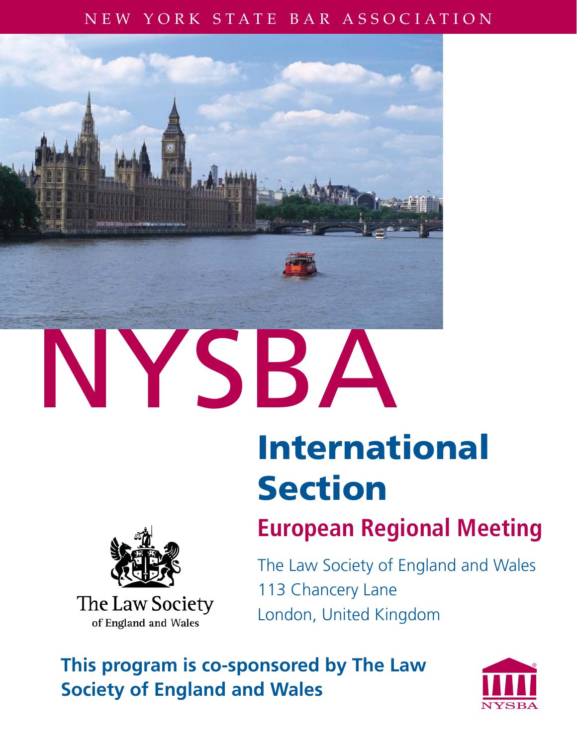NEW YORK STATE BAR ASSOCIATION

# NYSBA

# International Section

## European Regional Meeting

The Law Society of England and Wales
113 Chancery Lane
London, United Kingdom

The Law Society
of England and Wales

**This program is co-sponsored by The Law Society of England and Wales**

NYSBA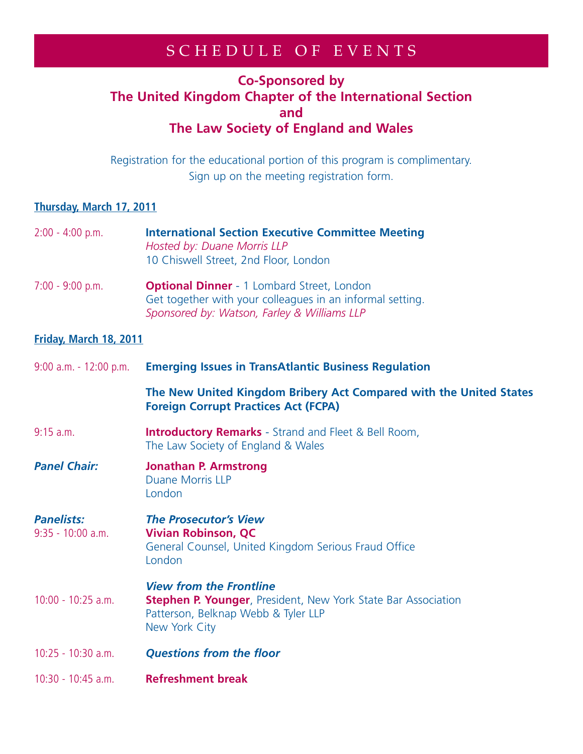# SCHEDULE OF EVENTS

**Co-Sponsored by**
**The United Kingdom Chapter of the International Section**
**and**
**The Law Society of England and Wales**

Registration for the educational portion of this program is complimentary.
Sign up on the meeting registration form.

## Thursday, March 17, 2011

2:00 - 4:00 p.m. — **International Section Executive Committee Meeting**
*Hosted by: Duane Morris LLP*
10 Chiswell Street, 2nd Floor, London

7:00 - 9:00 p.m. — **Optional Dinner** - 1 Lombard Street, London
Get together with your colleagues in an informal setting.
*Sponsored by: Watson, Farley & Williams LLP*

## Friday, March 18, 2011

9:00 a.m. - 12:00 p.m. — **Emerging Issues in TransAtlantic Business Regulation**

**The New United Kingdom Bribery Act Compared with the United States Foreign Corrupt Practices Act (FCPA)**

9:15 a.m. — **Introductory Remarks** - Strand and Fleet & Bell Room,
The Law Society of England & Wales

***Panel Chair:*** **Jonathan P. Armstrong**
Duane Morris LLP
London

***Panelists:***

9:35 - 10:00 a.m. — ***The Prosecutor's View***
**Vivian Robinson, QC**
General Counsel, United Kingdom Serious Fraud Office
London

10:00 - 10:25 a.m. — ***View from the Frontline***
**Stephen P. Younger**, President, New York State Bar Association
Patterson, Belknap Webb & Tyler LLP
New York City

10:25 - 10:30 a.m. — ***Questions from the floor***

10:30 - 10:45 a.m. — **Refreshment break**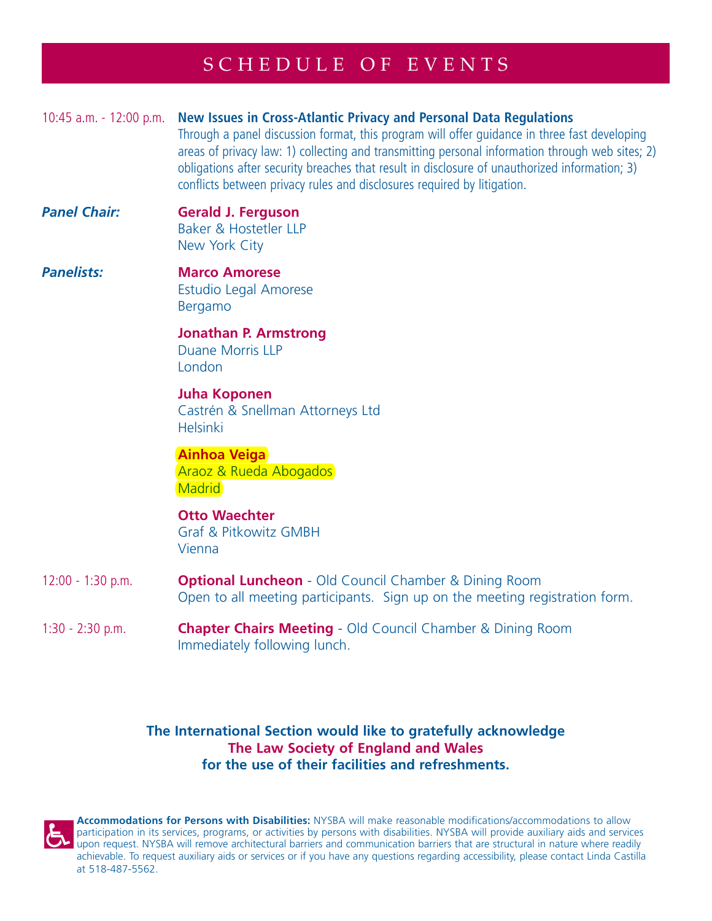# SCHEDULE OF EVENTS

10:45 a.m. - 12:00 p.m. **New Issues in Cross-Atlantic Privacy and Personal Data Regulations**

Through a panel discussion format, this program will offer guidance in three fast developing areas of privacy law: 1) collecting and transmitting personal information through web sites; 2) obligations after security breaches that result in disclosure of unauthorized information; 3) conflicts between privacy rules and disclosures required by litigation.

***Panel Chair:***

**Gerald J. Ferguson**
Baker & Hostetler LLP
New York City

***Panelists:***

**Marco Amorese**
Estudio Legal Amorese
Bergamo

**Jonathan P. Armstrong**
Duane Morris LLP
London

**Juha Koponen**
Castrén & Snellman Attorneys Ltd
Helsinki

**Ainhoa Veiga**
Araoz & Rueda Abogados
Madrid

**Otto Waechter**
Graf & Pitkowitz GMBH
Vienna

12:00 - 1:30 p.m. **Optional Luncheon** - Old Council Chamber & Dining Room
Open to all meeting participants. Sign up on the meeting registration form.

1:30 - 2:30 p.m. **Chapter Chairs Meeting** - Old Council Chamber & Dining Room
Immediately following lunch.

**The International Section would like to gratefully acknowledge**
**The Law Society of England and Wales**
**for the use of their facilities and refreshments.**

**Accommodations for Persons with Disabilities:** NYSBA will make reasonable modifications/accommodations to allow participation in its services, programs, or activities by persons with disabilities. NYSBA will provide auxiliary aids and services upon request. NYSBA will remove architectural barriers and communication barriers that are structural in nature where readily achievable. To request auxiliary aids or services or if you have any questions regarding accessibility, please contact Linda Castilla at 518-487-5562.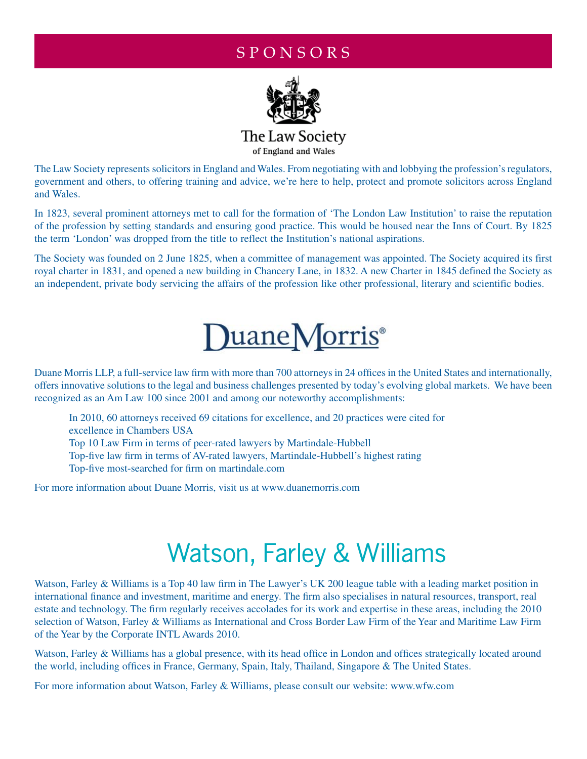# SPONSORS

## The Law Society
of England and Wales

The Law Society represents solicitors in England and Wales. From negotiating with and lobbying the profession's regulators, government and others, to offering training and advice, we're here to help, protect and promote solicitors across England and Wales.

In 1823, several prominent attorneys met to call for the formation of 'The London Law Institution' to raise the reputation of the profession by setting standards and ensuring good practice. This would be housed near the Inns of Court. By 1825 the term 'London' was dropped from the title to reflect the Institution's national aspirations.

The Society was founded on 2 June 1825, when a committee of management was appointed. The Society acquired its first royal charter in 1831, and opened a new building in Chancery Lane, in 1832. A new Charter in 1845 defined the Society as an independent, private body servicing the affairs of the profession like other professional, literary and scientific bodies.

## DuaneMorris®

Duane Morris LLP, a full-service law firm with more than 700 attorneys in 24 offices in the United States and internationally, offers innovative solutions to the legal and business challenges presented by today's evolving global markets. We have been recognized as an Am Law 100 since 2001 and among our noteworthy accomplishments:

- In 2010, 60 attorneys received 69 citations for excellence, and 20 practices were cited for excellence in Chambers USA
- Top 10 Law Firm in terms of peer-rated lawyers by Martindale-Hubbell
- Top-five law firm in terms of AV-rated lawyers, Martindale-Hubbell's highest rating
- Top-five most-searched for firm on martindale.com

For more information about Duane Morris, visit us at www.duanemorris.com

## Watson, Farley & Williams

Watson, Farley & Williams is a Top 40 law firm in The Lawyer's UK 200 league table with a leading market position in international finance and investment, maritime and energy. The firm also specialises in natural resources, transport, real estate and technology. The firm regularly receives accolades for its work and expertise in these areas, including the 2010 selection of Watson, Farley & Williams as International and Cross Border Law Firm of the Year and Maritime Law Firm of the Year by the Corporate INTL Awards 2010.

Watson, Farley & Williams has a global presence, with its head office in London and offices strategically located around the world, including offices in France, Germany, Spain, Italy, Thailand, Singapore & The United States.

For more information about Watson, Farley & Williams, please consult our website: www.wfw.com